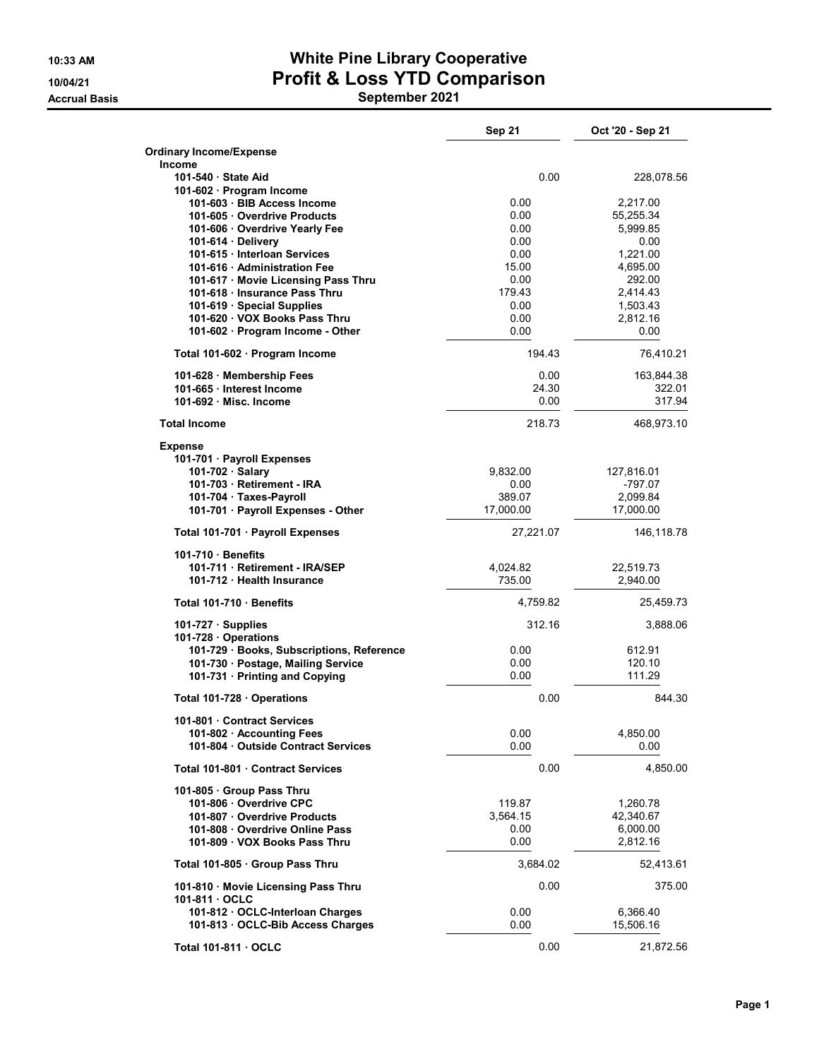# White Pine Library Cooperative

## Profit & Loss YTD Comparison

### September 2021

10:33 AM
10/04/21
Accrual Basis

| | Sep 21 | Oct '20 - Sep 21 |
|---|---|---|
| **Ordinary Income/Expense** | | |
| **Income** | | |
| 101-540 · State Aid | 0.00 | 228,078.56 |
| 101-602 · Program Income | | |
| 101-603 · BIB Access Income | 0.00 | 2,217.00 |
| 101-605 · Overdrive Products | 0.00 | 55,255.34 |
| 101-606 · Overdrive Yearly Fee | 0.00 | 5,999.85 |
| 101-614 · Delivery | 0.00 | 0.00 |
| 101-615 · Interloan Services | 0.00 | 1,221.00 |
| 101-616 · Administration Fee | 15.00 | 4,695.00 |
| 101-617 · Movie Licensing Pass Thru | 0.00 | 292.00 |
| 101-618 · Insurance Pass Thru | 179.43 | 2,414.43 |
| 101-619 · Special Supplies | 0.00 | 1,503.43 |
| 101-620 · VOX Books Pass Thru | 0.00 | 2,812.16 |
| 101-602 · Program Income - Other | 0.00 | 0.00 |
| Total 101-602 · Program Income | 194.43 | 76,410.21 |
| 101-628 · Membership Fees | 0.00 | 163,844.38 |
| 101-665 · Interest Income | 24.30 | 322.01 |
| 101-692 · Misc. Income | 0.00 | 317.94 |
| **Total Income** | 218.73 | 468,973.10 |
| **Expense** | | |
| 101-701 · Payroll Expenses | | |
| 101-702 · Salary | 9,832.00 | 127,816.01 |
| 101-703 · Retirement - IRA | 0.00 | -797.07 |
| 101-704 · Taxes-Payroll | 389.07 | 2,099.84 |
| 101-701 · Payroll Expenses - Other | 17,000.00 | 17,000.00 |
| Total 101-701 · Payroll Expenses | 27,221.07 | 146,118.78 |
| 101-710 · Benefits | | |
| 101-711 · Retirement - IRA/SEP | 4,024.82 | 22,519.73 |
| 101-712 · Health Insurance | 735.00 | 2,940.00 |
| Total 101-710 · Benefits | 4,759.82 | 25,459.73 |
| 101-727 · Supplies | 312.16 | 3,888.06 |
| 101-728 · Operations | | |
| 101-729 · Books, Subscriptions, Reference | 0.00 | 612.91 |
| 101-730 · Postage, Mailing Service | 0.00 | 120.10 |
| 101-731 · Printing and Copying | 0.00 | 111.29 |
| Total 101-728 · Operations | 0.00 | 844.30 |
| 101-801 · Contract Services | | |
| 101-802 · Accounting Fees | 0.00 | 4,850.00 |
| 101-804 · Outside Contract Services | 0.00 | 0.00 |
| Total 101-801 · Contract Services | 0.00 | 4,850.00 |
| 101-805 · Group Pass Thru | | |
| 101-806 · Overdrive CPC | 119.87 | 1,260.78 |
| 101-807 · Overdrive Products | 3,564.15 | 42,340.67 |
| 101-808 · Overdrive Online Pass | 0.00 | 6,000.00 |
| 101-809 · VOX Books Pass Thru | 0.00 | 2,812.16 |
| Total 101-805 · Group Pass Thru | 3,684.02 | 52,413.61 |
| 101-810 · Movie Licensing Pass Thru | 0.00 | 375.00 |
| 101-811 · OCLC | | |
| 101-812 · OCLC-Interloan Charges | 0.00 | 6,366.40 |
| 101-813 · OCLC-Bib Access Charges | 0.00 | 15,506.16 |
| Total 101-811 · OCLC | 0.00 | 21,872.56 |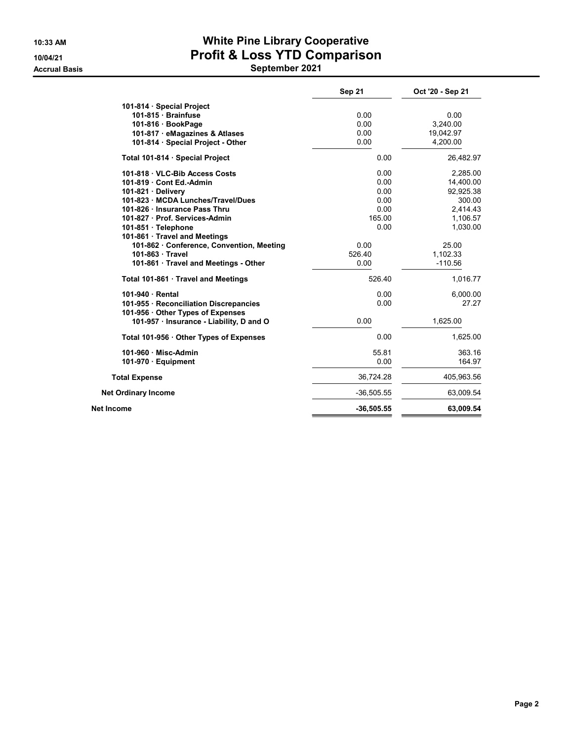# White Pine Library Cooperative

## Profit & Loss YTD Comparison

**September 2021**

10:33 AM
10/04/21
Accrual Basis

| | Sep 21 | Oct '20 - Sep 21 |
|---|---|---|
| 101-814 · Special Project | | |
| 101-815 · Brainfuse | 0.00 | 0.00 |
| 101-816 · BookPage | 0.00 | 3,240.00 |
| 101-817 · eMagazines & Atlases | 0.00 | 19,042.97 |
| 101-814 · Special Project - Other | 0.00 | 4,200.00 |
| Total 101-814 · Special Project | 0.00 | 26,482.97 |
| 101-818 · VLC-Bib Access Costs | 0.00 | 2,285.00 |
| 101-819 · Cont Ed.-Admin | 0.00 | 14,400.00 |
| 101-821 · Delivery | 0.00 | 92,925.38 |
| 101-823 · MCDA Lunches/Travel/Dues | 0.00 | 300.00 |
| 101-826 · Insurance Pass Thru | 0.00 | 2,414.43 |
| 101-827 · Prof. Services-Admin | 165.00 | 1,106.57 |
| 101-851 · Telephone | 0.00 | 1,030.00 |
| 101-861 · Travel and Meetings | | |
| 101-862 · Conference, Convention, Meeting | 0.00 | 25.00 |
| 101-863 · Travel | 526.40 | 1,102.33 |
| 101-861 · Travel and Meetings - Other | 0.00 | -110.56 |
| Total 101-861 · Travel and Meetings | 526.40 | 1,016.77 |
| 101-940 · Rental | 0.00 | 6,000.00 |
| 101-955 · Reconciliation Discrepancies | 0.00 | 27.27 |
| 101-956 · Other Types of Expenses | | |
| 101-957 · Insurance - Liability, D and O | 0.00 | 1,625.00 |
| Total 101-956 · Other Types of Expenses | 0.00 | 1,625.00 |
| 101-960 · Misc-Admin | 55.81 | 363.16 |
| 101-970 · Equipment | 0.00 | 164.97 |
| **Total Expense** | 36,724.28 | 405,963.56 |
| **Net Ordinary Income** | -36,505.55 | 63,009.54 |
| **Net Income** | **-36,505.55** | **63,009.54** |